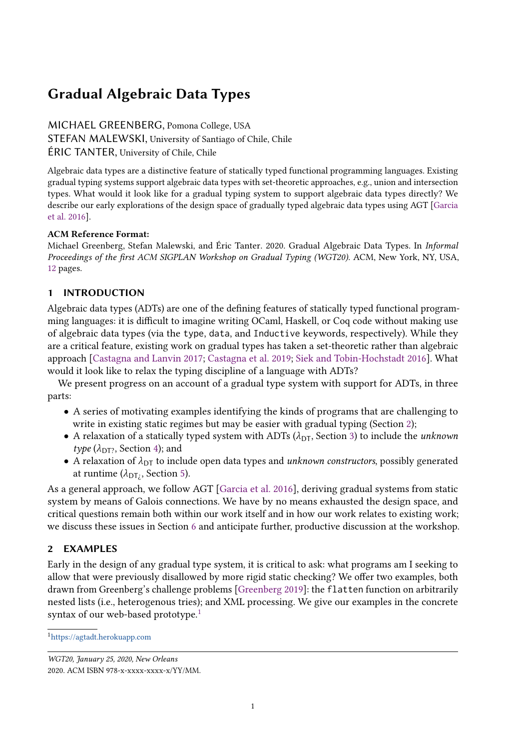# Gradual Algebraic Data Types

MICHAEL GREENBERG, Pomona College, USA
STEFAN MALEWSKI, University of Santiago of Chile, Chile
ÉRIC TANTER, University of Chile, Chile

Algebraic data types are a distinctive feature of statically typed functional programming languages. Existing gradual typing systems support algebraic data types with set-theoretic approaches, e.g., union and intersection types. What would it look like for a gradual typing system to support algebraic data types directly? We describe our early explorations of the design space of gradually typed algebraic data types using AGT [Garcia et al. 2016].

**ACM Reference Format:**
Michael Greenberg, Stefan Malewski, and Éric Tanter. 2020. Gradual Algebraic Data Types. In *Informal Proceedings of the first ACM SIGPLAN Workshop on Gradual Typing (WGT20)*. ACM, New York, NY, USA, 12 pages.

## 1 INTRODUCTION

Algebraic data types (ADTs) are one of the defining features of statically typed functional programming languages: it is difficult to imagine writing OCaml, Haskell, or Coq code without making use of algebraic data types (via the `type`, `data`, and `Inductive` keywords, respectively). While they are a critical feature, existing work on gradual types has taken a set-theoretic rather than algebraic approach [Castagna and Lanvin 2017; Castagna et al. 2019; Siek and Tobin-Hochstadt 2016]. What would it look like to relax the typing discipline of a language with ADTs?

We present progress on an account of a gradual type system with support for ADTs, in three parts:

- A series of motivating examples identifying the kinds of programs that are challenging to write in existing static regimes but may be easier with gradual typing (Section 2);
- A relaxation of a statically typed system with ADTs ($\lambda_{\text{DT}}$, Section 3) to include the *unknown type* ($\lambda_{\text{DT?}}$, Section 4); and
- A relaxation of $\lambda_{\text{DT}}$ to include open data types and *unknown constructors*, possibly generated at runtime ($\lambda_{\text{DT}_{¿}}$, Section 5).

As a general approach, we follow AGT [Garcia et al. 2016], deriving gradual systems from static system by means of Galois connections. We have by no means exhausted the design space, and critical questions remain both within our work itself and in how our work relates to existing work; we discuss these issues in Section 6 and anticipate further, productive discussion at the workshop.

## 2 EXAMPLES

Early in the design of any gradual type system, it is critical to ask: what programs am I seeking to allow that were previously disallowed by more rigid static checking? We offer two examples, both drawn from Greenberg's challenge problems [Greenberg 2019]: the `flatten` function on arbitrarily nested lists (i.e., heterogenous tries); and XML processing. We give our examples in the concrete syntax of our web-based prototype.[1]

[1] https://agtadt.herokuapp.com

WGT20, January 25, 2020, New Orleans
2020. ACM ISBN 978-x-xxxx-xxxx-x/YY/MM.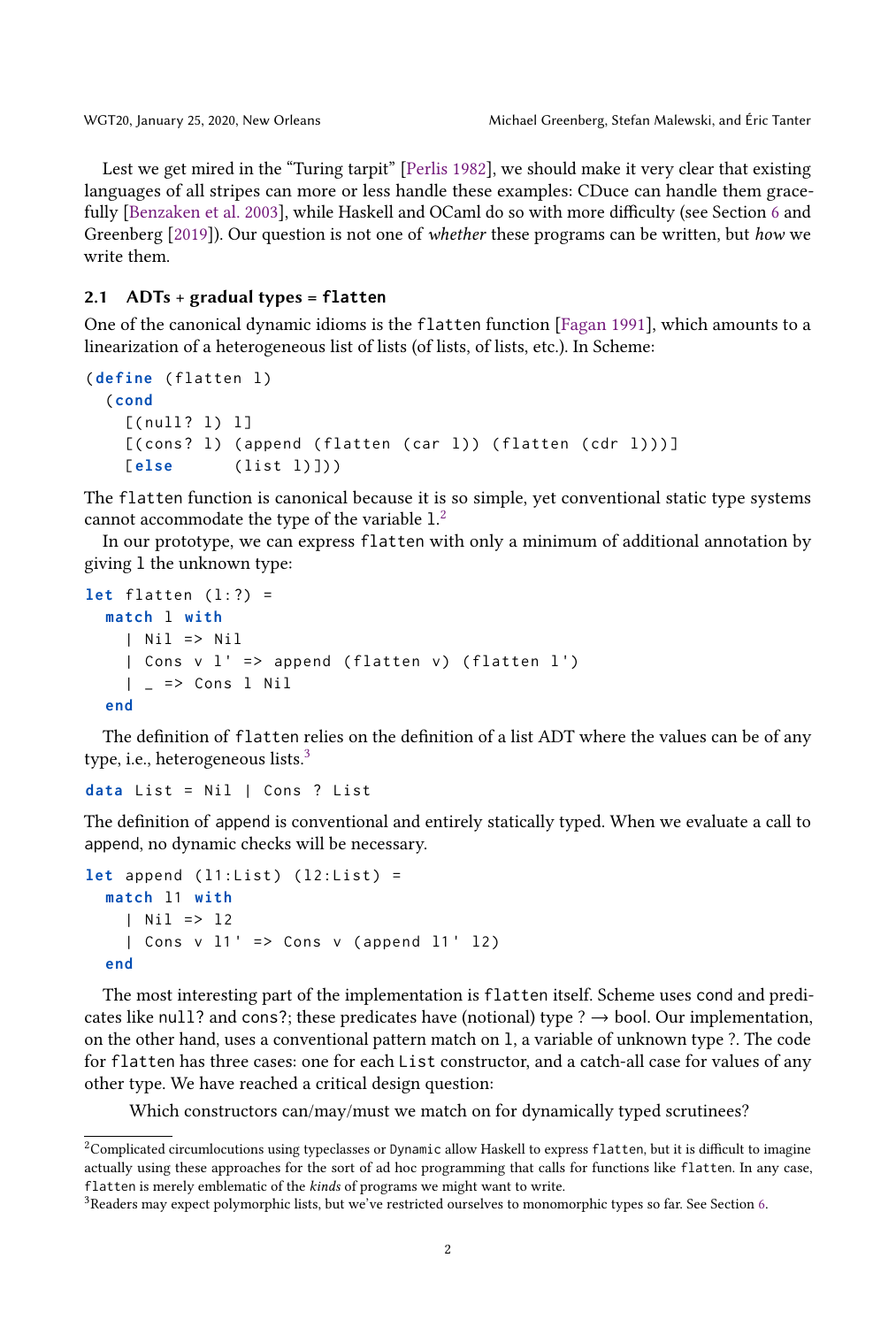Lest we get mired in the "Turing tarpit" [Perlis 1982], we should make it very clear that existing languages of all stripes can more or less handle these examples: CDuce can handle them gracefully [Benzaken et al. 2003], while Haskell and OCaml do so with more difficulty (see Section 6 and Greenberg [2019]). Our question is not one of *whether* these programs can be written, but *how* we write them.

### 2.1 ADTs + gradual types = `flatten`

One of the canonical dynamic idioms is the `flatten` function [Fagan 1991], which amounts to a linearization of a heterogeneous list of lists (of lists, of lists, etc.). In Scheme:

```
(define (flatten l)
  (cond
    [(null? l) l]
    [(cons? l) (append (flatten (car l)) (flatten (cdr l)))]
    [else      (list l)]))
```

The `flatten` function is canonical because it is so simple, yet conventional static type systems cannot accommodate the type of the variable `l`.[2]

In our prototype, we can express `flatten` with only a minimum of additional annotation by giving `l` the unknown type:

```
let flatten (l:?) =
  match l with
    | Nil => Nil
    | Cons v l' => append (flatten v) (flatten l')
    | _ => Cons l Nil
  end
```

The definition of `flatten` relies on the definition of a list ADT where the values can be of any type, i.e., heterogeneous lists.[3]

```
data List = Nil | Cons ? List
```

The definition of append is conventional and entirely statically typed. When we evaluate a call to append, no dynamic checks will be necessary.

```
let append (l1:List) (l2:List) =
  match l1 with
    | Nil => l2
    | Cons v l1' => Cons v (append l1' l2)
  end
```

The most interesting part of the implementation is `flatten` itself. Scheme uses cond and predicates like `null?` and `cons?`; these predicates have (notional) type ? → bool. Our implementation, on the other hand, uses a conventional pattern match on `l`, a variable of unknown type ?. The code for `flatten` has three cases: one for each `List` constructor, and a catch-all case for values of any other type. We have reached a critical design question:

> Which constructors can/may/must we match on for dynamically typed scrutinees?

---

[2] Complicated circumlocutions using typeclasses or `Dynamic` allow Haskell to express `flatten`, but it is difficult to imagine actually using these approaches for the sort of ad hoc programming that calls for functions like `flatten`. In any case, `flatten` is merely emblematic of the *kinds* of programs we might want to write.

[3] Readers may expect polymorphic lists, but we've restricted ourselves to monomorphic types so far. See Section 6.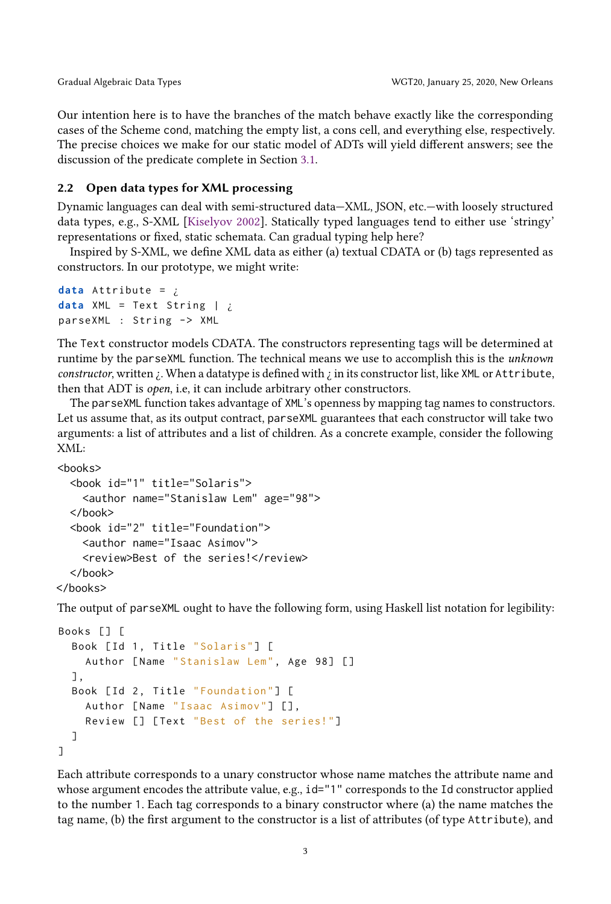Our intention here is to have the branches of the match behave exactly like the corresponding cases of the Scheme cond, matching the empty list, a cons cell, and everything else, respectively. The precise choices we make for our static model of ADTs will yield different answers; see the discussion of the predicate complete in Section 3.1.

## 2.2 Open data types for XML processing

Dynamic languages can deal with semi-structured data—XML, JSON, etc.—with loosely structured data types, e.g., S-XML [Kiselyov 2002]. Statically typed languages tend to either use 'stringy' representations or fixed, static schemata. Can gradual typing help here?

Inspired by S-XML, we define XML data as either (a) textual CDATA or (b) tags represented as constructors. In our prototype, we might write:

```
data Attribute = ¿
data XML = Text String | ¿
parseXML : String -> XML
```

The Text constructor models CDATA. The constructors representing tags will be determined at runtime by the parseXML function. The technical means we use to accomplish this is the *unknown constructor*, written ¿. When a datatype is defined with ¿ in its constructor list, like XML or Attribute, then that ADT is *open*, i.e, it can include arbitrary other constructors.

The parseXML function takes advantage of XML's openness by mapping tag names to constructors. Let us assume that, as its output contract, parseXML guarantees that each constructor will take two arguments: a list of attributes and a list of children. As a concrete example, consider the following XML:

```
<books>
  <book id="1" title="Solaris">
    <author name="Stanislaw Lem" age="98">
  </book>
  <book id="2" title="Foundation">
    <author name="Isaac Asimov">
    <review>Best of the series!</review>
  </book>
</books>
```

The output of parseXML ought to have the following form, using Haskell list notation for legibility:

```
Books [] [
  Book [Id 1, Title "Solaris"] [
    Author [Name "Stanislaw Lem", Age 98] []
  ],
  Book [Id 2, Title "Foundation"] [
    Author [Name "Isaac Asimov"] [],
    Review [] [Text "Best of the series!"]
  ]
]
```

Each attribute corresponds to a unary constructor whose name matches the attribute name and whose argument encodes the attribute value, e.g., id="1" corresponds to the Id constructor applied to the number 1. Each tag corresponds to a binary constructor where (a) the name matches the tag name, (b) the first argument to the constructor is a list of attributes (of type Attribute), and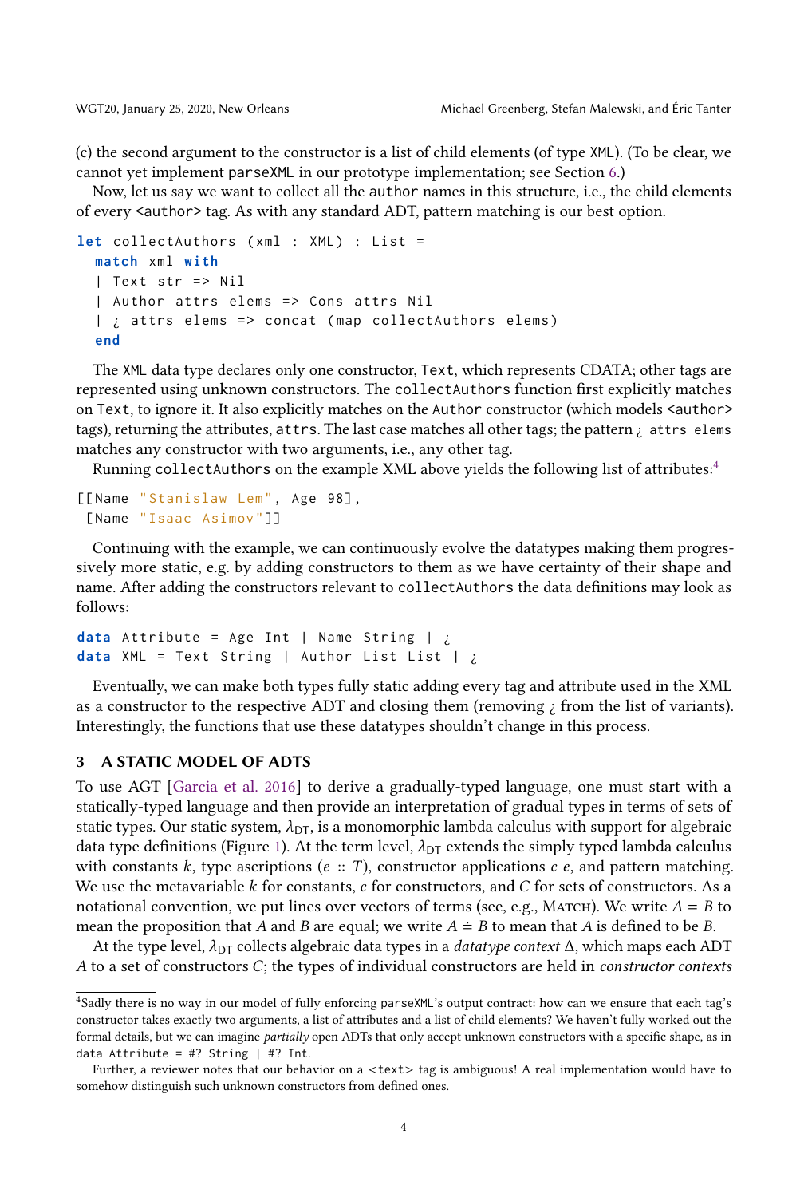(c) the second argument to the constructor is a list of child elements (of type `XML`). (To be clear, we cannot yet implement `parseXML` in our prototype implementation; see Section 6.)

Now, let us say we want to collect all the `author` names in this structure, i.e., the child elements of every `<author>` tag. As with any standard ADT, pattern matching is our best option.

```
let collectAuthors (xml : XML) : List =
  match xml with
  | Text str => Nil
  | Author attrs elems => Cons attrs Nil
  | ¿ attrs elems => concat (map collectAuthors elems)
  end
```

The `XML` data type declares only one constructor, `Text`, which represents CDATA; other tags are represented using unknown constructors. The `collectAuthors` function first explicitly matches on `Text`, to ignore it. It also explicitly matches on the `Author` constructor (which models `<author>` tags), returning the attributes, `attrs`. The last case matches all other tags; the pattern `¿ attrs elems` matches any constructor with two arguments, i.e., any other tag.

Running `collectAuthors` on the example XML above yields the following list of attributes:[4]

```
[[Name "Stanislaw Lem", Age 98],
 [Name "Isaac Asimov"]]
```

Continuing with the example, we can continuously evolve the datatypes making them progressively more static, e.g. by adding constructors to them as we have certainty of their shape and name. After adding the constructors relevant to `collectAuthors` the data definitions may look as follows:

```
data Attribute = Age Int | Name String | ¿
data XML = Text String | Author List List | ¿
```

Eventually, we can make both types fully static adding every tag and attribute used in the XML as a constructor to the respective ADT and closing them (removing ¿ from the list of variants). Interestingly, the functions that use these datatypes shouldn't change in this process.

## 3 A STATIC MODEL OF ADTS

To use AGT [Garcia et al. 2016] to derive a gradually-typed language, one must start with a statically-typed language and then provide an interpretation of gradual types in terms of sets of static types. Our static system, $\lambda_{\mathrm{DT}}$, is a monomorphic lambda calculus with support for algebraic data type definitions (Figure 1). At the term level, $\lambda_{\mathrm{DT}}$ extends the simply typed lambda calculus with constants $k$, type ascriptions $(e :: T)$, constructor applications $c\ e$, and pattern matching. We use the metavariable $k$ for constants, $c$ for constructors, and $C$ for sets of constructors. As a notational convention, we put lines over vectors of terms (see, e.g., Match). We write $A = B$ to mean the proposition that $A$ and $B$ are equal; we write $A \doteq B$ to mean that $A$ is defined to be $B$.

At the type level, $\lambda_{\mathrm{DT}}$ collects algebraic data types in a *datatype context* $\Delta$, which maps each ADT $A$ to a set of constructors $C$; the types of individual constructors are held in *constructor contexts*

---

[4] Sadly there is no way in our model of fully enforcing `parseXML`'s output contract: how can we ensure that each tag's constructor takes exactly two arguments, a list of attributes and a list of child elements? We haven't fully worked out the formal details, but we can imagine *partially* open ADTs that only accept unknown constructors with a specific shape, as in `data Attribute = #? String | #? Int`.

Further, a reviewer notes that our behavior on a `<text>` tag is ambiguous! A real implementation would have to somehow distinguish such unknown constructors from defined ones.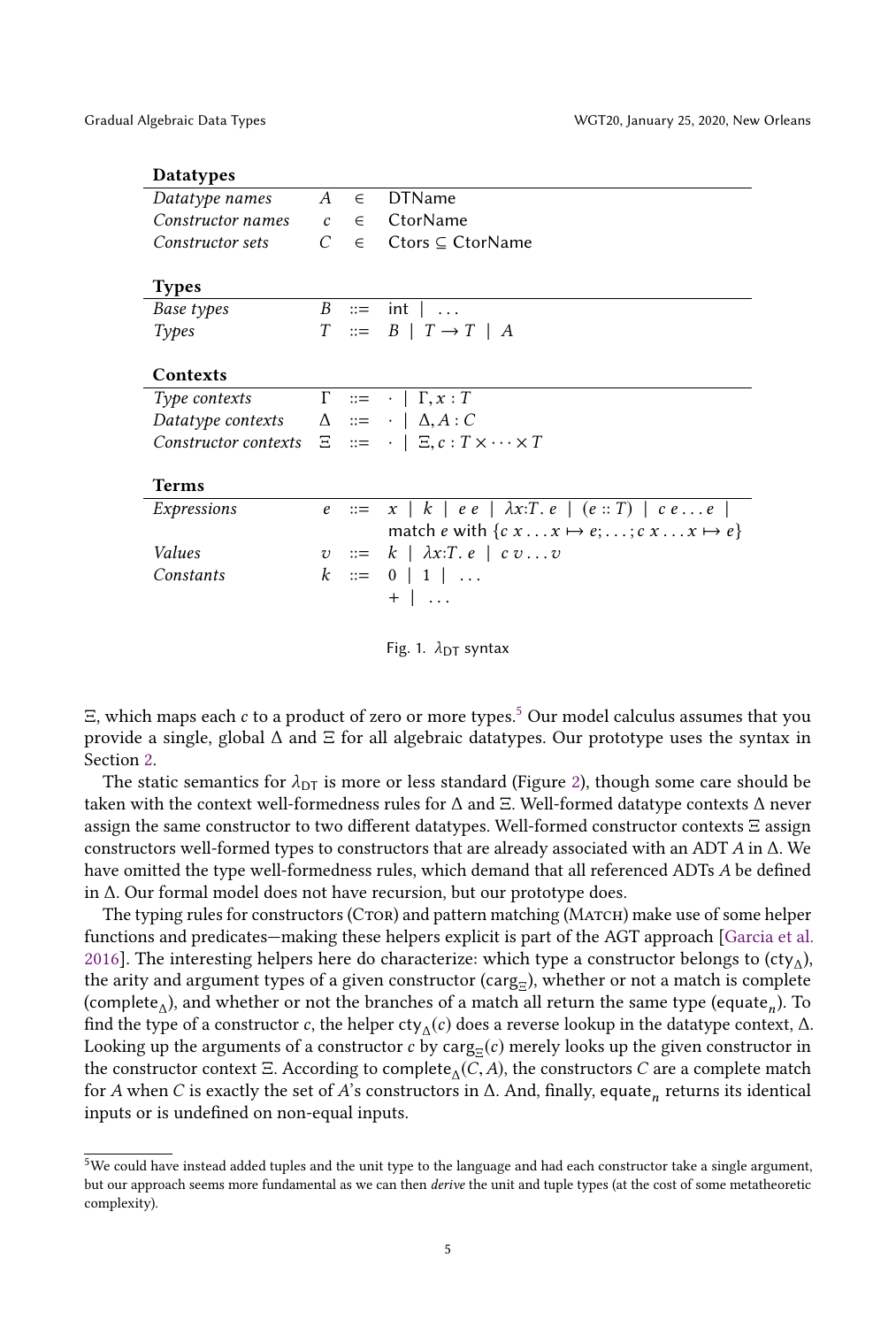**Datatypes**

| | | | |
|---|---|---|---|
| *Datatype names* | $A$ | $\in$ | DTName |
| *Constructor names* | $c$ | $\in$ | CtorName |
| *Constructor sets* | $C$ | $\in$ | Ctors $\subseteq$ CtorName |

**Types**

| | | | |
|---|---|---|---|
| *Base types* | $B$ | $::=$ | $\mathsf{int} \mid \ldots$ |
| *Types* | $T$ | $::=$ | $B \mid T \to T \mid A$ |

**Contexts**

| | | | |
|---|---|---|---|
| *Type contexts* | $\Gamma$ | $::=$ | $\cdot \mid \Gamma, x : T$ |
| *Datatype contexts* | $\Delta$ | $::=$ | $\cdot \mid \Delta, A : C$ |
| *Constructor contexts* | $\Xi$ | $::=$ | $\cdot \mid \Xi, c : T \times \cdots \times T$ |

**Terms**

| | | | |
|---|---|---|---|
| *Expressions* | $e$ | $::=$ | $x \mid k \mid e\ e \mid \lambda x{:}T.\ e \mid (e :: T) \mid c\ e \ldots e \mid$ $\mathsf{match}\ e\ \mathsf{with}\ \{c\ x \ldots x \mapsto e; \ldots ; c\ x \ldots x \mapsto e\}$ |
| *Values* | $v$ | $::=$ | $k \mid \lambda x{:}T.\ e \mid c\ v \ldots v$ |
| *Constants* | $k$ | $::=$ | $0 \mid 1 \mid \ldots$ $+ \mid \ldots$ |

Fig. 1. $\lambda_{\mathrm{DT}}$ syntax

$\Xi$, which maps each $c$ to a product of zero or more types.[5] Our model calculus assumes that you provide a single, global $\Delta$ and $\Xi$ for all algebraic datatypes. Our prototype uses the syntax in Section 2.

The static semantics for $\lambda_{\mathrm{DT}}$ is more or less standard (Figure 2), though some care should be taken with the context well-formedness rules for $\Delta$ and $\Xi$. Well-formed datatype contexts $\Delta$ never assign the same constructor to two different datatypes. Well-formed constructor contexts $\Xi$ assign constructors well-formed types to constructors that are already associated with an ADT $A$ in $\Delta$. We have omitted the type well-formedness rules, which demand that all referenced ADTs $A$ be defined in $\Delta$. Our formal model does not have recursion, but our prototype does.

The typing rules for constructors (Ctor) and pattern matching (Match) make use of some helper functions and predicates—making these helpers explicit is part of the AGT approach [Garcia et al. 2016]. The interesting helpers here do characterize: which type a constructor belongs to ($\mathrm{cty}_\Delta$), the arity and argument types of a given constructor ($\mathrm{carg}_\Xi$), whether or not a match is complete ($\mathrm{complete}_\Delta$), and whether or not the branches of a match all return the same type ($\mathrm{equate}_n$). To find the type of a constructor $c$, the helper $\mathrm{cty}_\Delta(c)$ does a reverse lookup in the datatype context, $\Delta$. Looking up the arguments of a constructor $c$ by $\mathrm{carg}_\Xi(c)$ merely looks up the given constructor in the constructor context $\Xi$. According to $\mathrm{complete}_\Delta(C, A)$, the constructors $C$ are a complete match for $A$ when $C$ is exactly the set of $A$'s constructors in $\Delta$. And, finally, $\mathrm{equate}_n$ returns its identical inputs or is undefined on non-equal inputs.

[5] We could have instead added tuples and the unit type to the language and had each constructor take a single argument, but our approach seems more fundamental as we can then *derive* the unit and tuple types (at the cost of some metatheoretic complexity).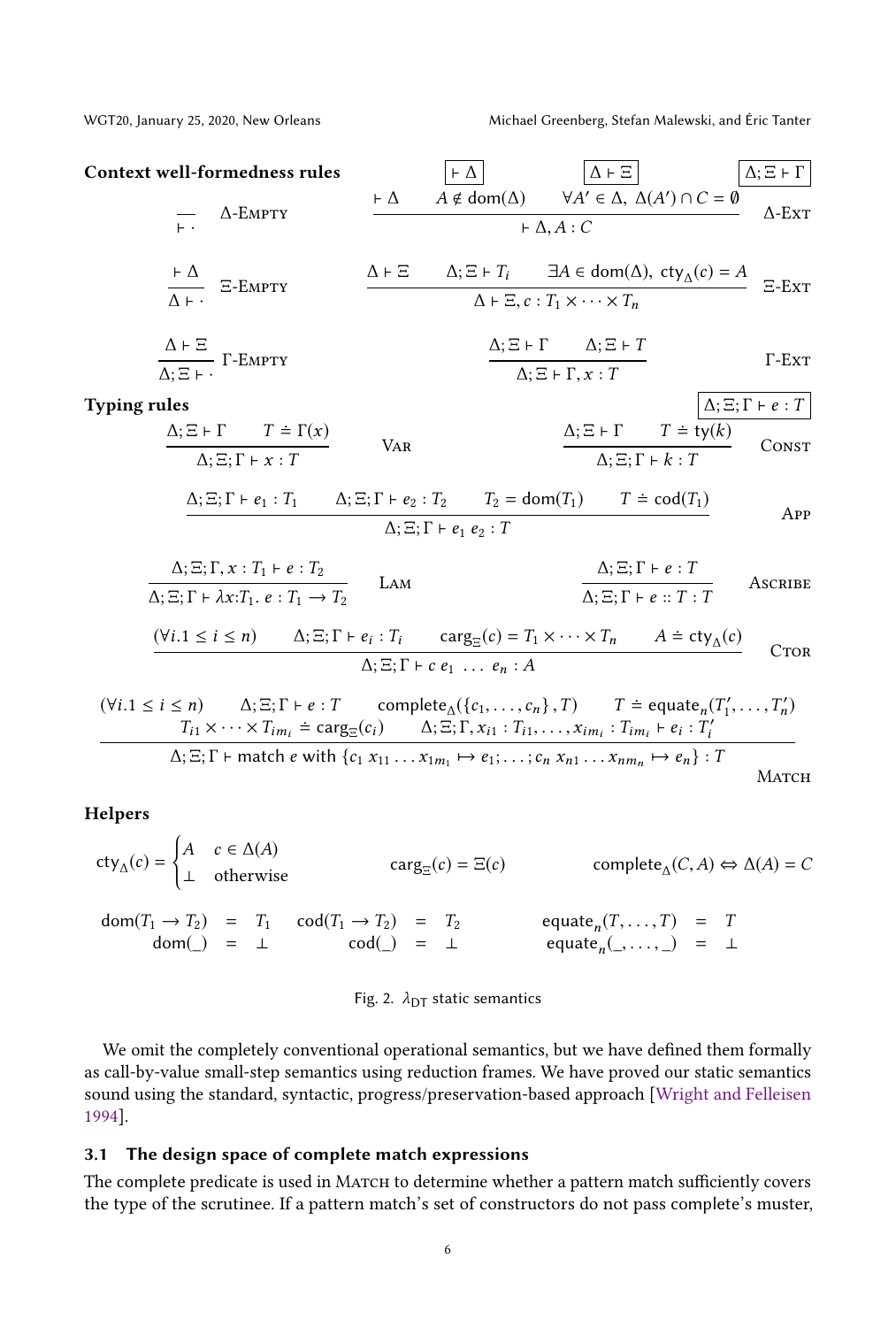**Context well-formedness rules** $\boxed{\vdash \Delta}$ $\boxed{\Delta \vdash \Xi}$ $\boxed{\Delta; \Xi \vdash \Gamma}$

$$\frac{}{\vdash \cdot}\ \Delta\text{-Empty} \qquad \frac{\vdash \Delta \qquad A \notin \text{dom}(\Delta) \qquad \forall A' \in \Delta,\ \Delta(A') \cap C = \emptyset}{\vdash \Delta, A : C}\ \Delta\text{-Ext}$$

$$\frac{\vdash \Delta}{\Delta \vdash \cdot}\ \Xi\text{-Empty} \qquad \frac{\Delta \vdash \Xi \qquad \Delta; \Xi \vdash T_i \qquad \exists A \in \text{dom}(\Delta),\ \text{cty}_\Delta(c) = A}{\Delta \vdash \Xi, c : T_1 \times \cdots \times T_n}\ \Xi\text{-Ext}$$

$$\frac{\Delta \vdash \Xi}{\Delta; \Xi \vdash \cdot}\ \Gamma\text{-Empty} \qquad \frac{\Delta; \Xi \vdash \Gamma \qquad \Delta; \Xi \vdash T}{\Delta; \Xi \vdash \Gamma, x : T}\ \Gamma\text{-Ext}$$

**Typing rules** $\boxed{\Delta; \Xi; \Gamma \vdash e : T}$

$$\frac{\Delta; \Xi \vdash \Gamma \qquad T \doteq \Gamma(x)}{\Delta; \Xi; \Gamma \vdash x : T}\ \text{Var} \qquad \frac{\Delta; \Xi \vdash \Gamma \qquad T \doteq \text{ty}(k)}{\Delta; \Xi; \Gamma \vdash k : T}\ \text{Const}$$

$$\frac{\Delta; \Xi; \Gamma \vdash e_1 : T_1 \qquad \Delta; \Xi; \Gamma \vdash e_2 : T_2 \qquad T_2 = \text{dom}(T_1) \qquad T \doteq \text{cod}(T_1)}{\Delta; \Xi; \Gamma \vdash e_1\ e_2 : T}\ \text{App}$$

$$\frac{\Delta; \Xi; \Gamma, x : T_1 \vdash e : T_2}{\Delta; \Xi; \Gamma \vdash \lambda x{:}T_1.\ e : T_1 \to T_2}\ \text{Lam} \qquad \frac{\Delta; \Xi; \Gamma \vdash e : T}{\Delta; \Xi; \Gamma \vdash e :: T : T}\ \text{Ascribe}$$

$$\frac{(\forall i. 1 \leq i \leq n) \qquad \Delta; \Xi; \Gamma \vdash e_i : T_i \qquad \text{carg}_\Xi(c) = T_1 \times \cdots \times T_n \qquad A \doteq \text{cty}_\Delta(c)}{\Delta; \Xi; \Gamma \vdash c\ e_1\ \ldots\ e_n : A}\ \text{Ctor}$$

$$\frac{\begin{array}{c}(\forall i. 1 \leq i \leq n) \qquad \Delta; \Xi; \Gamma \vdash e : T \qquad \text{complete}_\Delta(\{c_1, \ldots, c_n\}, T) \qquad T \doteq \text{equate}_n(T'_1, \ldots, T'_n) \\ T_{i1} \times \cdots \times T_{im_i} \doteq \text{carg}_\Xi(c_i) \qquad \Delta; \Xi; \Gamma, x_{i1} : T_{i1}, \ldots, x_{im_i} : T_{im_i} \vdash e_i : T'_i\end{array}}{\Delta; \Xi; \Gamma \vdash \text{match}\ e\ \text{with}\ \{c_1\ x_{11} \ldots x_{1m_1} \mapsto e_1; \ldots; c_n\ x_{n1} \ldots x_{nm_n} \mapsto e_n\} : T}\ \text{Match}$$

**Helpers**

$$\text{cty}_\Delta(c) = \begin{cases} A & c \in \Delta(A) \\ \bot & \text{otherwise} \end{cases} \qquad \text{carg}_\Xi(c) = \Xi(c) \qquad \text{complete}_\Delta(C, A) \Leftrightarrow \Delta(A) = C$$

$$\begin{array}{rclrclrcl} \text{dom}(T_1 \to T_2) & = & T_1 & \text{cod}(T_1 \to T_2) & = & T_2 & \text{equate}_n(T, \ldots, T) & = & T \\ \text{dom}(\_) & = & \bot & \text{cod}(\_) & = & \bot & \text{equate}_n(\_, \ldots, \_) & = & \bot \end{array}$$

Fig. 2. $\lambda_{\text{DT}}$ static semantics

We omit the completely conventional operational semantics, but we have defined them formally as call-by-value small-step semantics using reduction frames. We have proved our static semantics sound using the standard, syntactic, progress/preservation-based approach [Wright and Felleisen 1994].

### 3.1 The design space of complete match expressions

The complete predicate is used in Match to determine whether a pattern match sufficiently covers the type of the scrutinee. If a pattern match's set of constructors do not pass complete's muster,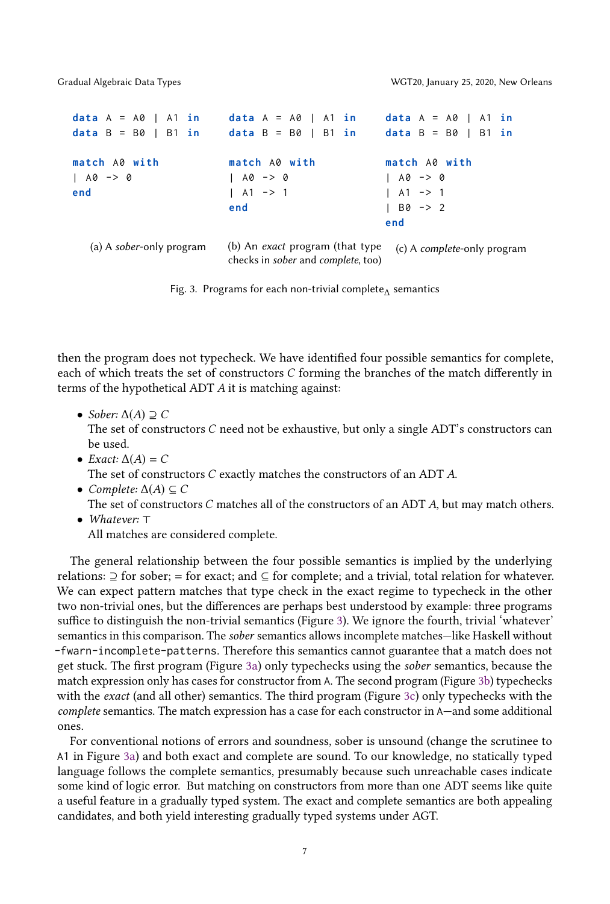```
data A = A0 | A1 in
data B = B0 | B1 in

match A0 with
| A0 -> 0
end
```

(a) A *sober*-only program

```
data A = A0 | A1 in
data B = B0 | B1 in

match A0 with
| A0 -> 0
| A1 -> 1
end
```

(b) An *exact* program (that type checks in *sober* and *complete*, too)

```
data A = A0 | A1 in
data B = B0 | B1 in

match A0 with
| A0 -> 0
| A1 -> 1
| B0 -> 2
end
```

(c) A *complete*-only program

Fig. 3. Programs for each non-trivial complete$_\Delta$ semantics

then the program does not typecheck. We have identified four possible semantics for complete, each of which treats the set of constructors $C$ forming the branches of the match differently in terms of the hypothetical ADT $A$ it is matching against:

- *Sober:* $\Delta(A) \supseteq C$
  The set of constructors $C$ need not be exhaustive, but only a single ADT's constructors can be used.
- *Exact:* $\Delta(A) = C$
  The set of constructors $C$ exactly matches the constructors of an ADT $A$.
- *Complete:* $\Delta(A) \subseteq C$
  The set of constructors $C$ matches all of the constructors of an ADT $A$, but may match others.
- *Whatever:* $\top$
  All matches are considered complete.

The general relationship between the four possible semantics is implied by the underlying relations: $\supseteq$ for sober; $=$ for exact; and $\subseteq$ for complete; and a trivial, total relation for whatever. We can expect pattern matches that type check in the exact regime to typecheck in the other two non-trivial ones, but the differences are perhaps best understood by example: three programs suffice to distinguish the non-trivial semantics (Figure 3). We ignore the fourth, trivial 'whatever' semantics in this comparison. The *sober* semantics allows incomplete matches—like Haskell without `-fwarn-incomplete-patterns`. Therefore this semantics cannot guarantee that a match does not get stuck. The first program (Figure 3a) only typechecks using the *sober* semantics, because the match expression only has cases for constructor from `A`. The second program (Figure 3b) typechecks with the *exact* (and all other) semantics. The third program (Figure 3c) only typechecks with the *complete* semantics. The match expression has a case for each constructor in `A`—and some additional ones.

For conventional notions of errors and soundness, sober is unsound (change the scrutinee to `A1` in Figure 3a) and both exact and complete are sound. To our knowledge, no statically typed language follows the complete semantics, presumably because such unreachable cases indicate some kind of logic error. But matching on constructors from more than one ADT seems like quite a useful feature in a gradually typed system. The exact and complete semantics are both appealing candidates, and both yield interesting gradually typed systems under AGT.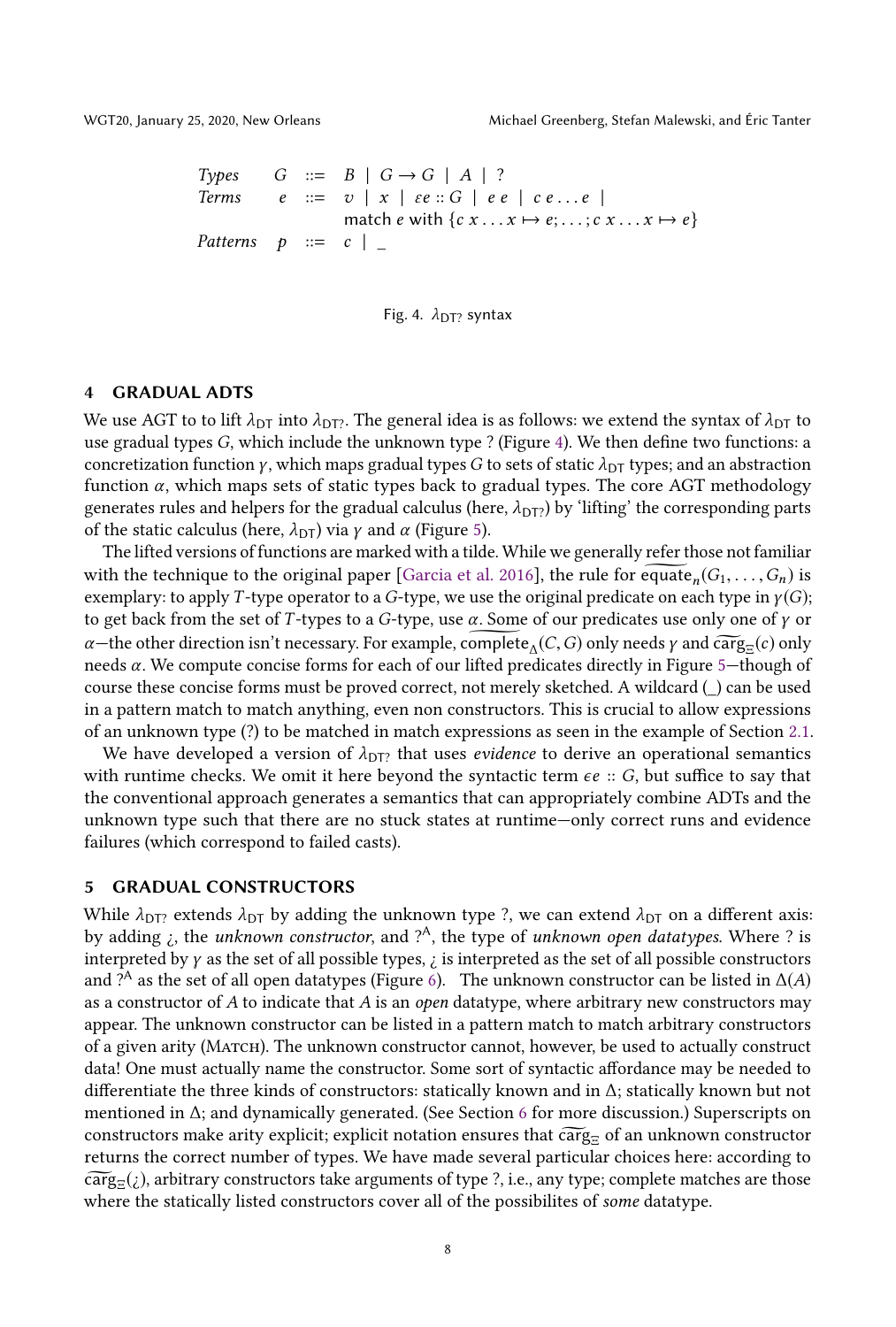$$
\begin{array}{llcl}
\textit{Types} & G & ::= & B \mid G \to G \mid A \mid ? \\
\textit{Terms} & e & ::= & v \mid x \mid \epsilon e :: G \mid e\ e \mid c\ e \ldots e \mid \\
 & & & \mathsf{match}\ e\ \mathsf{with}\ \{c\ x \ldots x \mapsto e; \ldots; c\ x \ldots x \mapsto e\} \\
\textit{Patterns} & p & ::= & c \mid \_
\end{array}
$$

Fig. 4. $\lambda_{\mathrm{DT?}}$ syntax

## 4 GRADUAL ADTS

We use AGT to to lift $\lambda_{\mathrm{DT}}$ into $\lambda_{\mathrm{DT?}}$. The general idea is as follows: we extend the syntax of $\lambda_{\mathrm{DT}}$ to use gradual types $G$, which include the unknown type ? (Figure 4). We then define two functions: a concretization function $\gamma$, which maps gradual types $G$ to sets of static $\lambda_{\mathrm{DT}}$ types; and an abstraction function $\alpha$, which maps sets of static types back to gradual types. The core AGT methodology generates rules and helpers for the gradual calculus (here, $\lambda_{\mathrm{DT?}}$) by 'lifting' the corresponding parts of the static calculus (here, $\lambda_{\mathrm{DT}}$) via $\gamma$ and $\alpha$ (Figure 5).

The lifted versions of functions are marked with a tilde. While we generally refer those not familiar with the technique to the original paper [Garcia et al. 2016], the rule for $\widetilde{\mathrm{equate}}_n(G_1, \ldots, G_n)$ is exemplary: to apply $T$-type operator to a $G$-type, we use the original predicate on each type in $\gamma(G)$; to get back from the set of $T$-types to a $G$-type, use $\alpha$. Some of our predicates use only one of $\gamma$ or $\alpha$—the other direction isn't necessary. For example, $\widetilde{\mathrm{complete}}_\Delta(C, G)$ only needs $\gamma$ and $\widetilde{\mathrm{carg}}_\Xi(c)$ only needs $\alpha$. We compute concise forms for each of our lifted predicates directly in Figure 5—though of course these concise forms must be proved correct, not merely sketched. A wildcard (_) can be used in a pattern match to match anything, even non constructors. This is crucial to allow expressions of an unknown type (?) to be matched in match expressions as seen in the example of Section 2.1.

We have developed a version of $\lambda_{\mathrm{DT?}}$ that uses *evidence* to derive an operational semantics with runtime checks. We omit it here beyond the syntactic term $\epsilon e :: G$, but suffice to say that the conventional approach generates a semantics that can appropriately combine ADTs and the unknown type such that there are no stuck states at runtime—only correct runs and evidence failures (which correspond to failed casts).

## 5 GRADUAL CONSTRUCTORS

While $\lambda_{\mathrm{DT?}}$ extends $\lambda_{\mathrm{DT}}$ by adding the unknown type ?, we can extend $\lambda_{\mathrm{DT}}$ on a different axis: by adding ¿, the *unknown constructor*, and $?^{\mathsf{A}}$, the type of *unknown open datatypes*. Where ? is interpreted by $\gamma$ as the set of all possible types, ¿ is interpreted as the set of all possible constructors and $?^{\mathsf{A}}$ as the set of all open datatypes (Figure 6). The unknown constructor can be listed in $\Delta(A)$ as a constructor of $A$ to indicate that $A$ is an *open* datatype, where arbitrary new constructors may appear. The unknown constructor can be listed in a pattern match to match arbitrary constructors of a given arity (Match). The unknown constructor cannot, however, be used to actually construct data! One must actually name the constructor. Some sort of syntactic affordance may be needed to differentiate the three kinds of constructors: statically known and in $\Delta$; statically known but not mentioned in $\Delta$; and dynamically generated. (See Section 6 for more discussion.) Superscripts on constructors make arity explicit; explicit notation ensures that $\widetilde{\mathrm{carg}}_\Xi$ of an unknown constructor returns the correct number of types. We have made several particular choices here: according to $\widetilde{\mathrm{carg}}_\Xi(¿)$, arbitrary constructors take arguments of type ?, i.e., any type; complete matches are those where the statically listed constructors cover all of the possibilites of *some* datatype.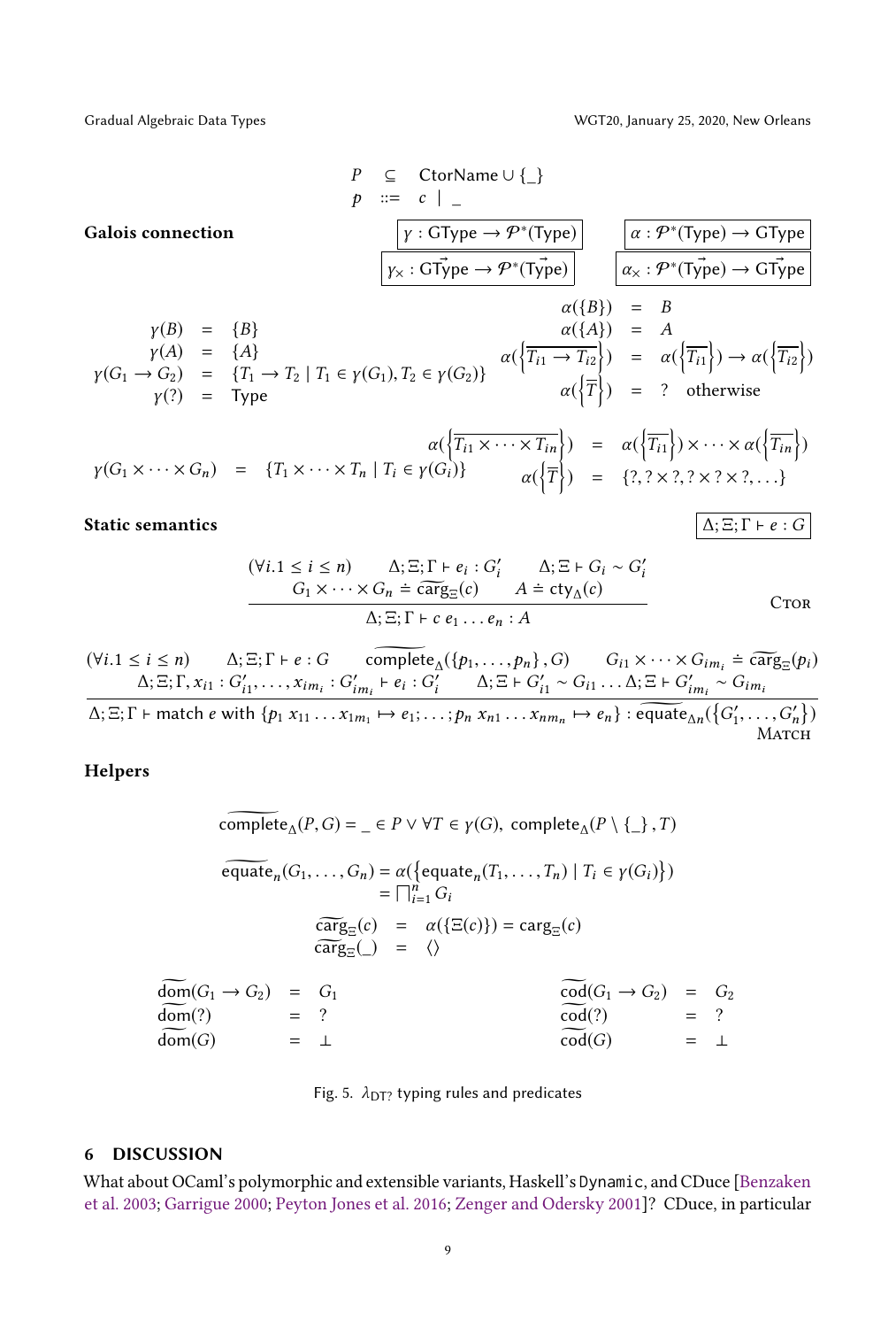$$
\begin{array}{rcl}
P & \subseteq & \mathsf{CtorName} \cup \{\_\} \\
p & ::= & c \mid \_
\end{array}
$$

**Galois connection**

$$
\boxed{\gamma : \mathsf{GType} \to \mathcal{P}^*(\mathsf{Type})} \qquad \boxed{\alpha : \mathcal{P}^*(\mathsf{Type}) \to \mathsf{GType}}
$$

$$
\boxed{\gamma_\times : \vec{\mathsf{GType}} \to \mathcal{P}^*(\vec{\mathsf{Type}})} \qquad \boxed{\alpha_\times : \mathcal{P}^*(\vec{\mathsf{Type}}) \to \vec{\mathsf{GType}}}
$$

$$
\begin{array}{rcl}
\gamma(B) & = & \{B\} \\
\gamma(A) & = & \{A\} \\
\gamma(G_1 \to G_2) & = & \{T_1 \to T_2 \mid T_1 \in \gamma(G_1), T_2 \in \gamma(G_2)\} \\
\gamma(?) & = & \mathsf{Type}
\end{array}
\qquad
\begin{array}{rcl}
\alpha(\{B\}) & = & B \\
\alpha(\{A\}) & = & A \\
\alpha(\{\overline{T_{i1} \to T_{i2}}\}) & = & \alpha(\{\overline{T_{i1}}\}) \to \alpha(\{\overline{T_{i2}}\}) \\
\alpha(\{\overline{T}\}) & = & ? \quad \text{otherwise}
\end{array}
$$

$$
\gamma(G_1 \times \cdots \times G_n) \;=\; \{T_1 \times \cdots \times T_n \mid T_i \in \gamma(G_i)\}
\qquad
\begin{array}{rcl}
\alpha(\{\overline{T_{i1} \times \cdots \times T_{in}}\}) & = & \alpha(\{\overline{T_{i1}}\}) \times \cdots \times \alpha(\{\overline{T_{in}}\}) \\
\alpha(\{\overline{T}\}) & = & \{?, ? \times ?, ? \times ? \times ?, \ldots\}
\end{array}
$$

**Static semantics** $\qquad \boxed{\Delta; \Xi; \Gamma \vdash e : G}$

$$
\frac{(\forall i. 1 \leq i \leq n) \qquad \Delta; \Xi; \Gamma \vdash e_i : G'_i \qquad \Delta; \Xi \vdash G_i \sim G'_i \qquad G_1 \times \cdots \times G_n \doteq \widetilde{\mathsf{carg}}_\Xi(c) \qquad A \doteq \mathsf{cty}_\Delta(c)}{\Delta; \Xi; \Gamma \vdash c\; e_1 \ldots e_n : A} \;\textsc{Ctor}
$$

$$
\frac{\begin{array}{c}(\forall i. 1 \leq i \leq n) \qquad \Delta; \Xi; \Gamma \vdash e : G \qquad \widetilde{\mathsf{complete}}_\Delta(\{p_1, \ldots, p_n\}, G) \qquad G_{i1} \times \cdots \times G_{im_i} \doteq \widetilde{\mathsf{carg}}_\Xi(p_i) \\ \Delta; \Xi; \Gamma, x_{i1} : G'_{i1}, \ldots, x_{im_i} : G'_{im_i} \vdash e_i : G'_i \qquad \Delta; \Xi \vdash G'_{i1} \sim G_{i1} \ldots \Delta; \Xi \vdash G'_{im_i} \sim G_{im_i}\end{array}}{\Delta; \Xi; \Gamma \vdash \mathsf{match}\; e \;\mathsf{with}\; \{p_1\, x_{11} \ldots x_{1m_1} \mapsto e_1; \ldots; p_n\, x_{n1} \ldots x_{nm_n} \mapsto e_n\} : \widetilde{\mathsf{equate}}_{\Delta n}(\{G'_1, \ldots, G'_n\})} \;\textsc{Match}
$$

**Helpers**

$$
\widetilde{\mathsf{complete}}_\Delta(P, G) = \_ \in P \lor \forall T \in \gamma(G),\ \mathsf{complete}_\Delta(P \setminus \{\_\}, T)
$$

$$
\begin{array}{rcl}
\widetilde{\mathsf{equate}}_n(G_1, \ldots, G_n) & = & \alpha(\{\mathsf{equate}_n(T_1, \ldots, T_n) \mid T_i \in \gamma(G_i)\}) \\
& = & \sqcap_{i=1}^n G_i
\end{array}
$$

$$
\begin{array}{rcl}
\widetilde{\mathsf{carg}}_\Xi(c) & = & \alpha(\{\Xi(c)\}) = \mathsf{carg}_\Xi(c) \\
\widetilde{\mathsf{carg}}_\Xi(\_) & = & \langle\rangle
\end{array}
$$

$$
\begin{array}{rcl}
\widetilde{\mathsf{dom}}(G_1 \to G_2) & = & G_1 \\
\widetilde{\mathsf{dom}}(?) & = & ? \\
\widetilde{\mathsf{dom}}(G) & = & \bot
\end{array}
\qquad
\begin{array}{rcl}
\widetilde{\mathsf{cod}}(G_1 \to G_2) & = & G_2 \\
\widetilde{\mathsf{cod}}(?) & = & ? \\
\widetilde{\mathsf{cod}}(G) & = & \bot
\end{array}
$$

Fig. 5. $\lambda_{\mathrm{DT?}}$ typing rules and predicates

## 6 DISCUSSION

What about OCaml's polymorphic and extensible variants, Haskell's `Dynamic`, and CDuce [Benzaken et al. 2003; Garrigue 2000; Peyton Jones et al. 2016; Zenger and Odersky 2001]? CDuce, in particular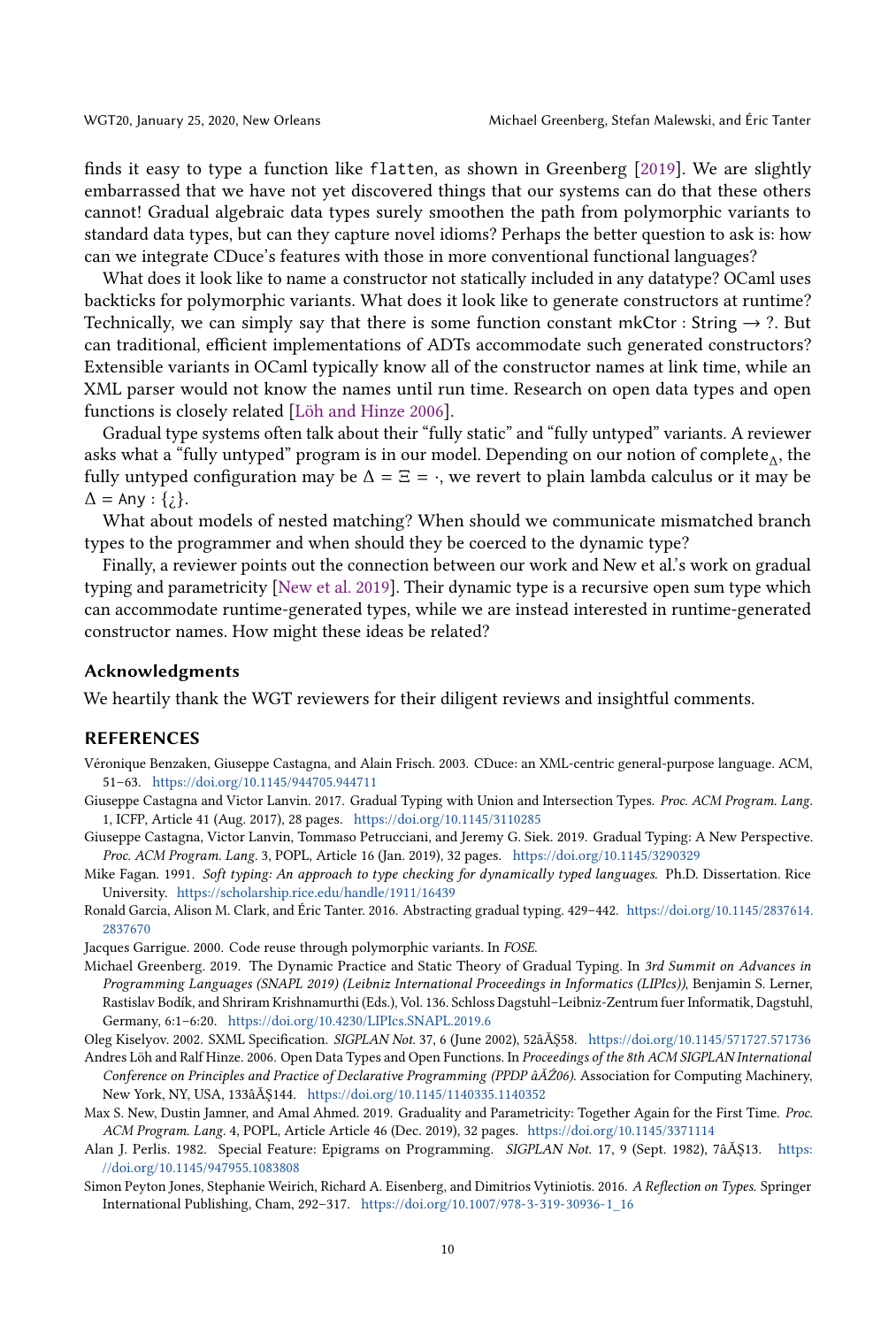finds it easy to type a function like `flatten`, as shown in Greenberg [2019]. We are slightly embarrassed that we have not yet discovered things that our systems can do that these others cannot! Gradual algebraic data types surely smoothen the path from polymorphic variants to standard data types, but can they capture novel idioms? Perhaps the better question to ask is: how can we integrate CDuce's features with those in more conventional functional languages?

What does it look like to name a constructor not statically included in any datatype? OCaml uses backticks for polymorphic variants. What does it look like to generate constructors at runtime? Technically, we can simply say that there is some function constant $\mathsf{mkCtor} : \mathsf{String} \to ?$. But can traditional, efficient implementations of ADTs accommodate such generated constructors? Extensible variants in OCaml typically know all of the constructor names at link time, while an XML parser would not know the names until run time. Research on open data types and open functions is closely related [Löh and Hinze 2006].

Gradual type systems often talk about their "fully static" and "fully untyped" variants. A reviewer asks what a "fully untyped" program is in our model. Depending on our notion of $\mathrm{complete}_\Delta$, the fully untyped configuration may be $\Delta = \Xi = \cdot$, we revert to plain lambda calculus or it may be $\Delta = \mathsf{Any} : \{¿\}$.

What about models of nested matching? When should we communicate mismatched branch types to the programmer and when should they be coerced to the dynamic type?

Finally, a reviewer points out the connection between our work and New et al.'s work on gradual typing and parametricity [New et al. 2019]. Their dynamic type is a recursive open sum type which can accommodate runtime-generated types, while we are instead interested in runtime-generated constructor names. How might these ideas be related?

### Acknowledgments

We heartily thank the WGT reviewers for their diligent reviews and insightful comments.

## REFERENCES

Véronique Benzaken, Giuseppe Castagna, and Alain Frisch. 2003. CDuce: an XML-centric general-purpose language. ACM, 51–63. https://doi.org/10.1145/944705.944711

Giuseppe Castagna and Victor Lanvin. 2017. Gradual Typing with Union and Intersection Types. *Proc. ACM Program. Lang.* 1, ICFP, Article 41 (Aug. 2017), 28 pages. https://doi.org/10.1145/3110285

Giuseppe Castagna, Victor Lanvin, Tommaso Petrucciani, and Jeremy G. Siek. 2019. Gradual Typing: A New Perspective. *Proc. ACM Program. Lang.* 3, POPL, Article 16 (Jan. 2019), 32 pages. https://doi.org/10.1145/3290329

Mike Fagan. 1991. *Soft typing: An approach to type checking for dynamically typed languages.* Ph.D. Dissertation. Rice University. https://scholarship.rice.edu/handle/1911/16439

Ronald Garcia, Alison M. Clark, and Éric Tanter. 2016. Abstracting gradual typing. 429–442. https://doi.org/10.1145/2837614.2837670

Jacques Garrigue. 2000. Code reuse through polymorphic variants. In *FOSE*.

Michael Greenberg. 2019. The Dynamic Practice and Static Theory of Gradual Typing. In *3rd Summit on Advances in Programming Languages (SNAPL 2019) (Leibniz International Proceedings in Informatics (LIPIcs))*, Benjamin S. Lerner, Rastislav Bodík, and Shriram Krishnamurthi (Eds.), Vol. 136. Schloss Dagstuhl–Leibniz-Zentrum fuer Informatik, Dagstuhl, Germany, 6:1–6:20. https://doi.org/10.4230/LIPIcs.SNAPL.2019.6

Oleg Kiselyov. 2002. SXML Specification. *SIGPLAN Not.* 37, 6 (June 2002), 52âĂŞ58. https://doi.org/10.1145/571727.571736

Andres Löh and Ralf Hinze. 2006. Open Data Types and Open Functions. In *Proceedings of the 8th ACM SIGPLAN International Conference on Principles and Practice of Declarative Programming (PPDP âĂŹ06)*. Association for Computing Machinery, New York, NY, USA, 133âĂŞ144. https://doi.org/10.1145/1140335.1140352

Max S. New, Dustin Jamner, and Amal Ahmed. 2019. Graduality and Parametricity: Together Again for the First Time. *Proc. ACM Program. Lang.* 4, POPL, Article Article 46 (Dec. 2019), 32 pages. https://doi.org/10.1145/3371114

Alan J. Perlis. 1982. Special Feature: Epigrams on Programming. *SIGPLAN Not.* 17, 9 (Sept. 1982), 7âĂŞ13. https://doi.org/10.1145/947955.1083808

Simon Peyton Jones, Stephanie Weirich, Richard A. Eisenberg, and Dimitrios Vytiniotis. 2016. *A Reflection on Types.* Springer International Publishing, Cham, 292–317. https://doi.org/10.1007/978-3-319-30936-1_16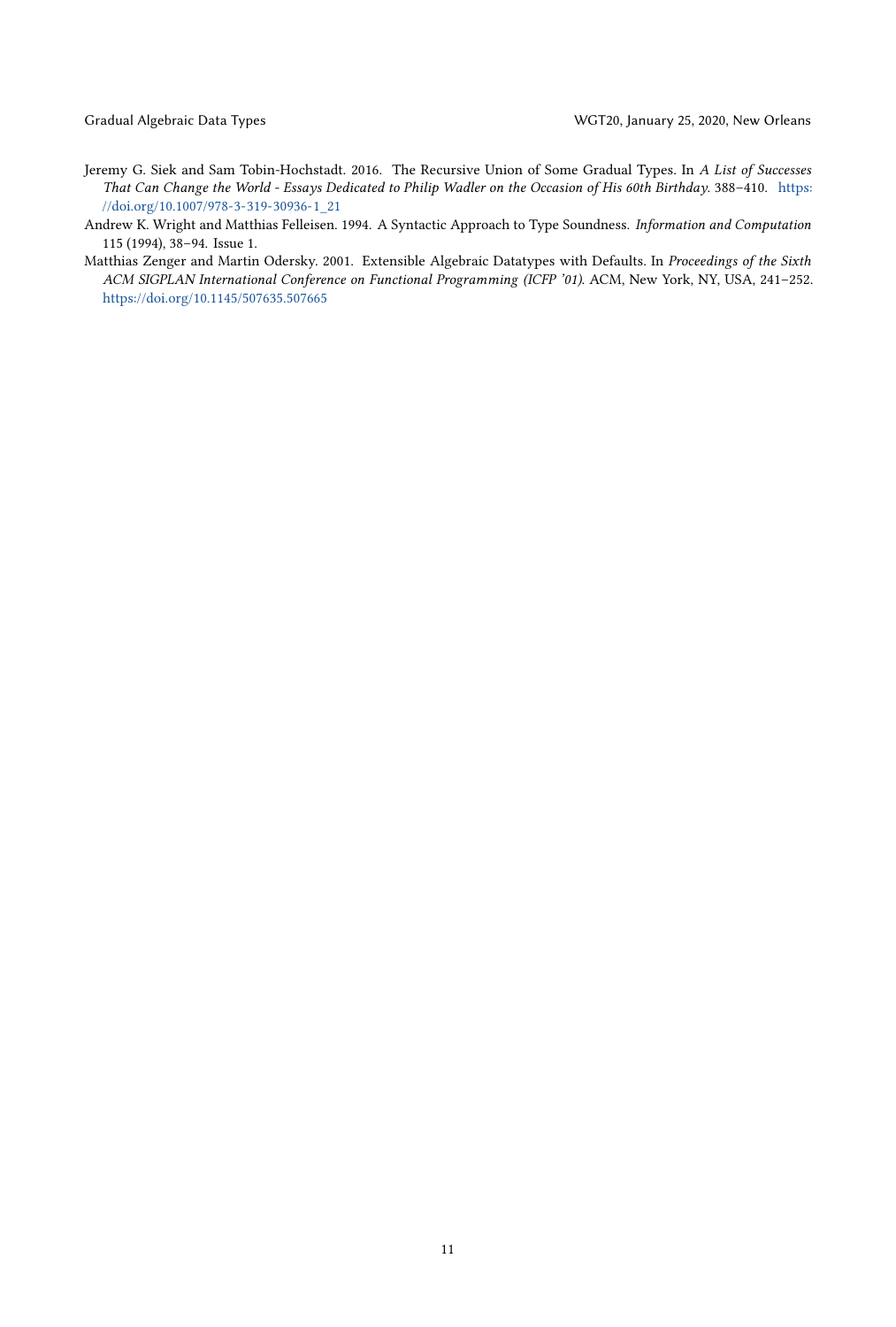Jeremy G. Siek and Sam Tobin-Hochstadt. 2016. The Recursive Union of Some Gradual Types. In *A List of Successes That Can Change the World - Essays Dedicated to Philip Wadler on the Occasion of His 60th Birthday*. 388–410. https://doi.org/10.1007/978-3-319-30936-1_21

Andrew K. Wright and Matthias Felleisen. 1994. A Syntactic Approach to Type Soundness. *Information and Computation* 115 (1994), 38–94. Issue 1.

Matthias Zenger and Martin Odersky. 2001. Extensible Algebraic Datatypes with Defaults. In *Proceedings of the Sixth ACM SIGPLAN International Conference on Functional Programming (ICFP '01)*. ACM, New York, NY, USA, 241–252. https://doi.org/10.1145/507635.507665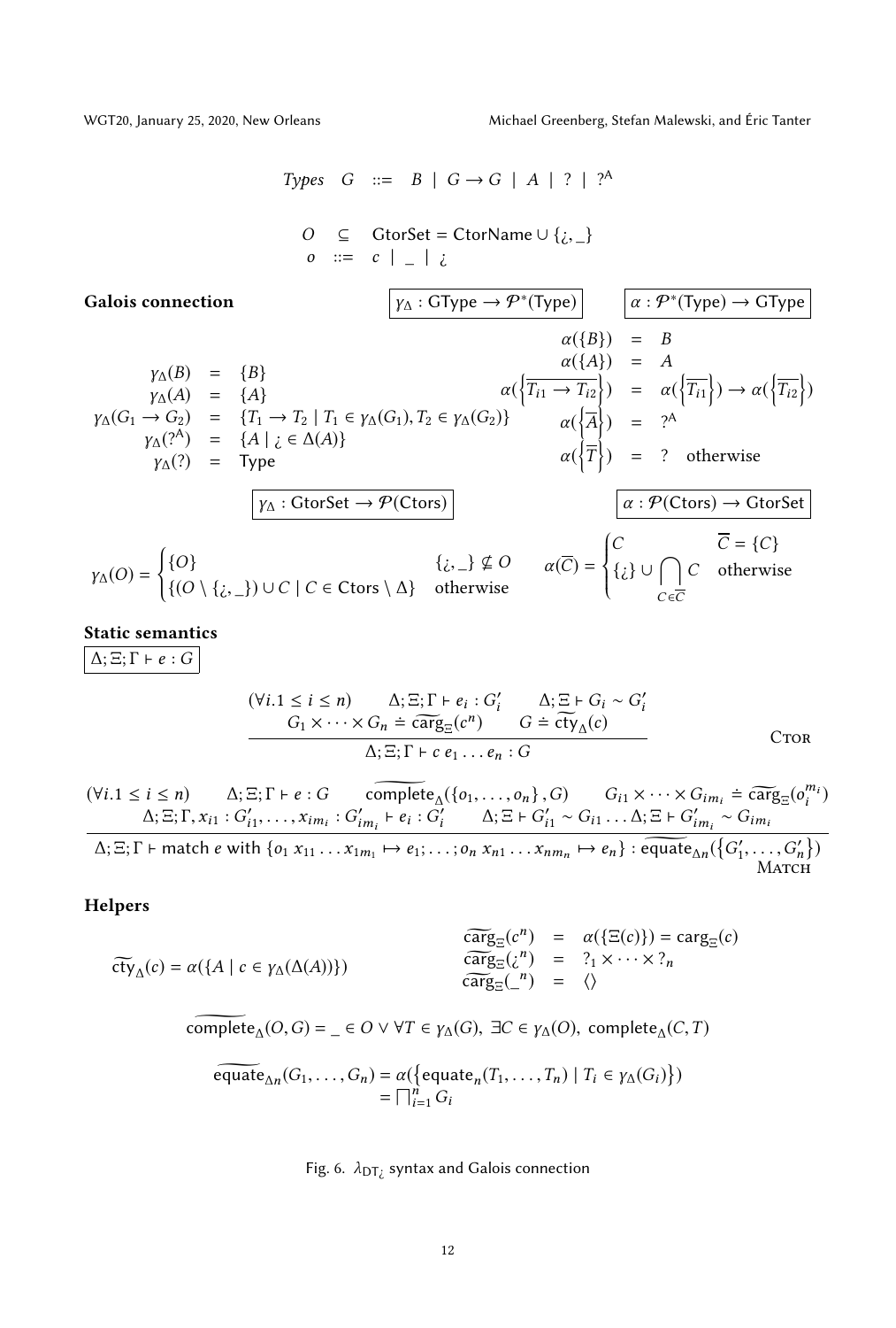$$\textit{Types} \quad G \quad ::= \quad B \mid G \rightarrow G \mid A \mid ? \mid ?^{\mathsf{A}}$$

$$\begin{array}{rcl} O & \subseteq & \mathsf{GtorSet} = \mathsf{CtorName} \cup \{¿, \_\} \\ o & ::= & c \mid \_ \mid ¿ \end{array}$$

**Galois connection** $\boxed{\gamma_\Delta : \mathsf{GType} \rightarrow \mathcal{P}^*(\mathsf{Type})}$ $\boxed{\alpha : \mathcal{P}^*(\mathsf{Type}) \rightarrow \mathsf{GType}}$

$$\begin{array}{rcl} \gamma_\Delta(B) & = & \{B\} \\ \gamma_\Delta(A) & = & \{A\} \\ \gamma_\Delta(G_1 \rightarrow G_2) & = & \{T_1 \rightarrow T_2 \mid T_1 \in \gamma_\Delta(G_1), T_2 \in \gamma_\Delta(G_2)\} \\ \gamma_\Delta(?^{\mathsf{A}}) & = & \{A \mid ¿ \in \Delta(A)\} \\ \gamma_\Delta(?) & = & \mathsf{Type} \end{array}$$

$$\begin{array}{rcl} \alpha(\{B\}) & = & B \\ \alpha(\{A\}) & = & A \\ \alpha(\{\overline{T_{i1} \rightarrow T_{i2}}\}) & = & \alpha(\{\overline{T_{i1}}\}) \rightarrow \alpha(\{\overline{T_{i2}}\}) \\ \alpha(\{\overline{A}\}) & = & ?^{\mathsf{A}} \\ \alpha(\{\overline{T}\}) & = & ? \quad \text{otherwise} \end{array}$$

$\boxed{\gamma_\Delta : \mathsf{GtorSet} \rightarrow \mathcal{P}(\mathsf{Ctors})}$ $\boxed{\alpha : \mathcal{P}(\mathsf{Ctors}) \rightarrow \mathsf{GtorSet}}$

$$\gamma_\Delta(O) = \begin{cases} \{O\} & \{¿, \_\} \not\subseteq O \\ \{(O \setminus \{¿, \_\}) \cup C \mid C \in \mathsf{Ctors} \setminus \Delta\} & \text{otherwise} \end{cases} \qquad \alpha(\overline{C}) = \begin{cases} C & \overline{C} = \{C\} \\ \{¿\} \cup \bigcap_{C \in \overline{C}} C & \text{otherwise} \end{cases}$$

**Static semantics**

$\boxed{\Delta; \Xi; \Gamma \vdash e : G}$

$$\frac{(\forall i. 1 \leq i \leq n) \quad \Delta; \Xi; \Gamma \vdash e_i : G'_i \quad \Delta; \Xi \vdash G_i \sim G'_i \quad G_1 \times \cdots \times G_n \doteq \widetilde{\mathsf{carg}}_\Xi(c^n) \quad G \doteq \widetilde{\mathsf{cty}}_\Delta(c)}{\Delta; \Xi; \Gamma \vdash c\ e_1 \ldots e_n : G} \ \textsc{Ctor}$$

$$\frac{\begin{array}{c}(\forall i. 1 \leq i \leq n) \quad \Delta; \Xi; \Gamma \vdash e : G \quad \widetilde{\mathsf{complete}}_\Delta(\{o_1, \ldots, o_n\}, G) \quad G_{i1} \times \cdots \times G_{im_i} \doteq \widetilde{\mathsf{carg}}_\Xi(o_i^{m_i}) \\ \Delta; \Xi; \Gamma, x_{i1} : G'_{i1}, \ldots, x_{im_i} : G'_{im_i} \vdash e_i : G'_i \quad \Delta; \Xi \vdash G'_{i1} \sim G_{i1} \ldots \Delta; \Xi \vdash G'_{im_i} \sim G_{im_i}\end{array}}{\Delta; \Xi; \Gamma \vdash \mathsf{match}\ e\ \mathsf{with}\ \{o_1\ x_{11} \ldots x_{1m_1} \mapsto e_1; \ldots; o_n\ x_{n1} \ldots x_{nm_n} \mapsto e_n\} : \widetilde{\mathsf{equate}}_{\Delta n}(\{G'_1, \ldots, G'_n\})} \ \textsc{Match}$$

**Helpers**

$$\widetilde{\mathsf{cty}}_\Delta(c) = \alpha(\{A \mid c \in \gamma_\Delta(\Delta(A))\})$$

$$\begin{array}{rcl} \widetilde{\mathsf{carg}}_\Xi(c^n) & = & \alpha(\{\Xi(c)\}) = \mathsf{carg}_\Xi(c) \\ \widetilde{\mathsf{carg}}_\Xi(¿^n) & = & ?_1 \times \cdots \times ?_n \\ \widetilde{\mathsf{carg}}_\Xi(\_^n) & = & \langle\rangle \end{array}$$

$$\widetilde{\mathsf{complete}}_\Delta(O, G) = \_ \in O \vee \forall T \in \gamma_\Delta(G),\ \exists C \in \gamma_\Delta(O),\ \mathsf{complete}_\Delta(C, T)$$

$$\widetilde{\mathsf{equate}}_{\Delta n}(G_1, \ldots, G_n) = \alpha(\{\mathsf{equate}_n(T_1, \ldots, T_n) \mid T_i \in \gamma_\Delta(G_i)\}) = \textstyle\bigsqcap_{i=1}^n G_i$$

Fig. 6. $\lambda_{\mathsf{DT}_¿}$ syntax and Galois connection